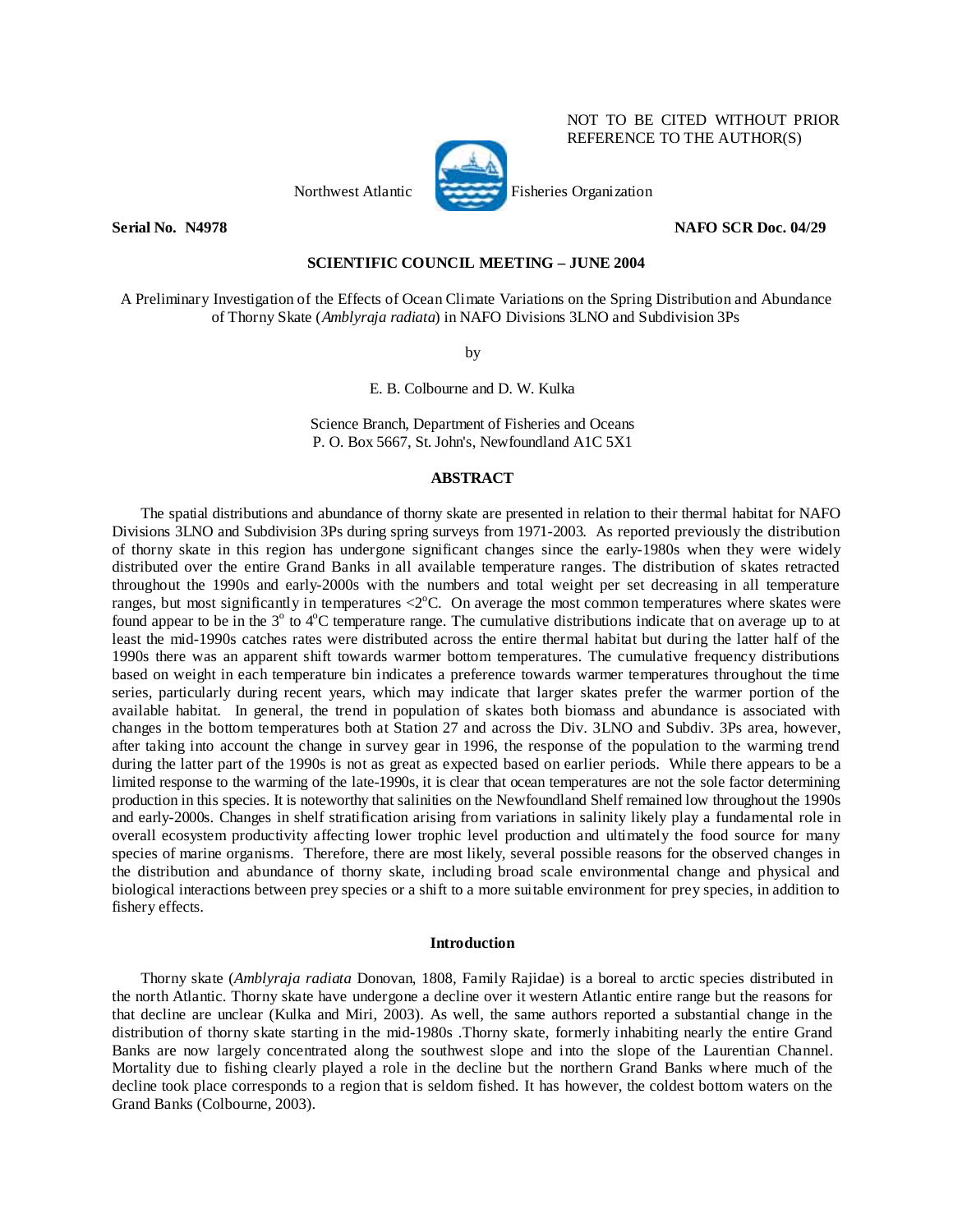NOT TO BE CITED WITHOUT PRIOR REFERENCE TO THE AUTHOR(S)

Northwest Atlantic Fisheries Organization

**Serial No. N4978** **NAFO SCR Doc. 04/29**

**SCIENTIFIC COUNCIL MEETING – JUNE 2004**

# A Preliminary Investigation of the Effects of Ocean Climate Variations on the Spring Distribution and Abundance of Thorny Skate (*Amblyraja radiata*) in NAFO Divisions 3LNO and Subdivision 3Ps

by

E. B. Colbourne and D. W. Kulka

Science Branch, Department of Fisheries and Oceans
P. O. Box 5667, St. John's, Newfoundland A1C 5X1

## ABSTRACT

The spatial distributions and abundance of thorny skate are presented in relation to their thermal habitat for NAFO Divisions 3LNO and Subdivision 3Ps during spring surveys from 1971-2003. As reported previously the distribution of thorny skate in this region has undergone significant changes since the early-1980s when they were widely distributed over the entire Grand Banks in all available temperature ranges. The distribution of skates retracted throughout the 1990s and early-2000s with the numbers and total weight per set decreasing in all temperature ranges, but most significantly in temperatures <2°C. On average the most common temperatures where skates were found appear to be in the 3° to 4°C temperature range. The cumulative distributions indicate that on average up to at least the mid-1990s catches rates were distributed across the entire thermal habitat but during the latter half of the 1990s there was an apparent shift towards warmer bottom temperatures. The cumulative frequency distributions based on weight in each temperature bin indicates a preference towards warmer temperatures throughout the time series, particularly during recent years, which may indicate that larger skates prefer the warmer portion of the available habitat. In general, the trend in population of skates both biomass and abundance is associated with changes in the bottom temperatures both at Station 27 and across the Div. 3LNO and Subdiv. 3Ps area, however, after taking into account the change in survey gear in 1996, the response of the population to the warming trend during the latter part of the 1990s is not as great as expected based on earlier periods. While there appears to be a limited response to the warming of the late-1990s, it is clear that ocean temperatures are not the sole factor determining production in this species. It is noteworthy that salinities on the Newfoundland Shelf remained low throughout the 1990s and early-2000s. Changes in shelf stratification arising from variations in salinity likely play a fundamental role in overall ecosystem productivity affecting lower trophic level production and ultimately the food source for many species of marine organisms. Therefore, there are most likely, several possible reasons for the observed changes in the distribution and abundance of thorny skate, including broad scale environmental change and physical and biological interactions between prey species or a shift to a more suitable environment for prey species, in addition to fishery effects.

## Introduction

Thorny skate (*Amblyraja radiata* Donovan, 1808, Family Rajidae) is a boreal to arctic species distributed in the north Atlantic. Thorny skate have undergone a decline over it western Atlantic entire range but the reasons for that decline are unclear (Kulka and Miri, 2003). As well, the same authors reported a substantial change in the distribution of thorny skate starting in the mid-1980s .Thorny skate, formerly inhabiting nearly the entire Grand Banks are now largely concentrated along the southwest slope and into the slope of the Laurentian Channel. Mortality due to fishing clearly played a role in the decline but the northern Grand Banks where much of the decline took place corresponds to a region that is seldom fished. It has however, the coldest bottom waters on the Grand Banks (Colbourne, 2003).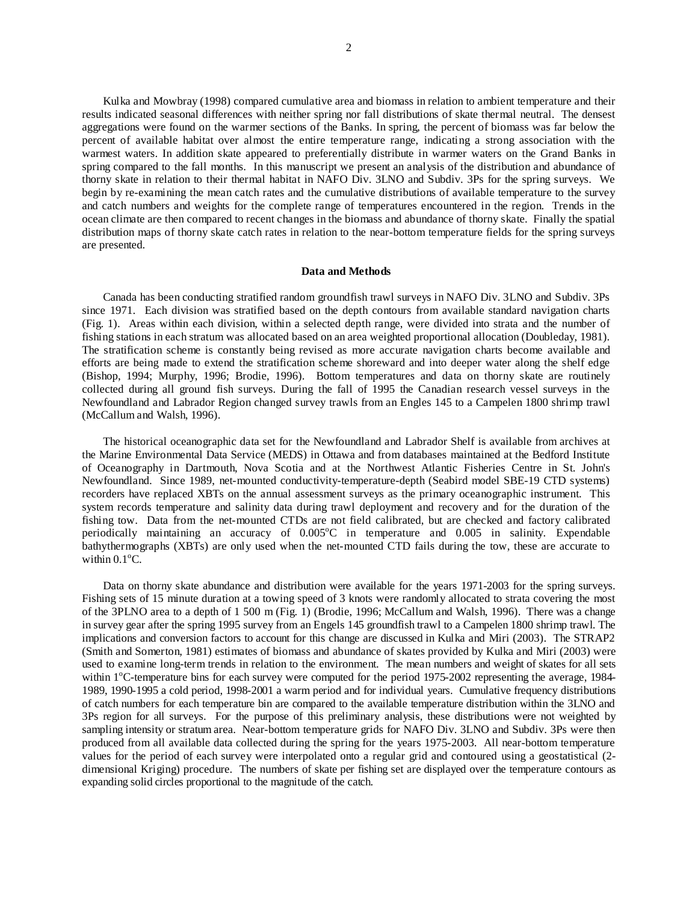Kulka and Mowbray (1998) compared cumulative area and biomass in relation to ambient temperature and their results indicated seasonal differences with neither spring nor fall distributions of skate thermal neutral. The densest aggregations were found on the warmer sections of the Banks. In spring, the percent of biomass was far below the percent of available habitat over almost the entire temperature range, indicating a strong association with the warmest waters. In addition skate appeared to preferentially distribute in warmer waters on the Grand Banks in spring compared to the fall months. In this manuscript we present an analysis of the distribution and abundance of thorny skate in relation to their thermal habitat in NAFO Div. 3LNO and Subdiv. 3Ps for the spring surveys. We begin by re-examining the mean catch rates and the cumulative distributions of available temperature to the survey and catch numbers and weights for the complete range of temperatures encountered in the region. Trends in the ocean climate are then compared to recent changes in the biomass and abundance of thorny skate. Finally the spatial distribution maps of thorny skate catch rates in relation to the near-bottom temperature fields for the spring surveys are presented.

## Data and Methods

Canada has been conducting stratified random groundfish trawl surveys in NAFO Div. 3LNO and Subdiv. 3Ps since 1971. Each division was stratified based on the depth contours from available standard navigation charts (Fig. 1). Areas within each division, within a selected depth range, were divided into strata and the number of fishing stations in each stratum was allocated based on an area weighted proportional allocation (Doubleday, 1981). The stratification scheme is constantly being revised as more accurate navigation charts become available and efforts are being made to extend the stratification scheme shoreward and into deeper water along the shelf edge (Bishop, 1994; Murphy, 1996; Brodie, 1996). Bottom temperatures and data on thorny skate are routinely collected during all ground fish surveys. During the fall of 1995 the Canadian research vessel surveys in the Newfoundland and Labrador Region changed survey trawls from an Engles 145 to a Campelen 1800 shrimp trawl (McCallum and Walsh, 1996).

The historical oceanographic data set for the Newfoundland and Labrador Shelf is available from archives at the Marine Environmental Data Service (MEDS) in Ottawa and from databases maintained at the Bedford Institute of Oceanography in Dartmouth, Nova Scotia and at the Northwest Atlantic Fisheries Centre in St. John's Newfoundland. Since 1989, net-mounted conductivity-temperature-depth (Seabird model SBE-19 CTD systems) recorders have replaced XBTs on the annual assessment surveys as the primary oceanographic instrument. This system records temperature and salinity data during trawl deployment and recovery and for the duration of the fishing tow. Data from the net-mounted CTDs are not field calibrated, but are checked and factory calibrated periodically maintaining an accuracy of 0.005°C in temperature and 0.005 in salinity. Expendable bathythermographs (XBTs) are only used when the net-mounted CTD fails during the tow, these are accurate to within 0.1°C.

Data on thorny skate abundance and distribution were available for the years 1971-2003 for the spring surveys. Fishing sets of 15 minute duration at a towing speed of 3 knots were randomly allocated to strata covering the most of the 3PLNO area to a depth of 1 500 m (Fig. 1) (Brodie, 1996; McCallum and Walsh, 1996). There was a change in survey gear after the spring 1995 survey from an Engels 145 groundfish trawl to a Campelen 1800 shrimp trawl. The implications and conversion factors to account for this change are discussed in Kulka and Miri (2003). The STRAP2 (Smith and Somerton, 1981) estimates of biomass and abundance of skates provided by Kulka and Miri (2003) were used to examine long-term trends in relation to the environment. The mean numbers and weight of skates for all sets within 1°C-temperature bins for each survey were computed for the period 1975-2002 representing the average, 1984-1989, 1990-1995 a cold period, 1998-2001 a warm period and for individual years. Cumulative frequency distributions of catch numbers for each temperature bin are compared to the available temperature distribution within the 3LNO and 3Ps region for all surveys. For the purpose of this preliminary analysis, these distributions were not weighted by sampling intensity or stratum area. Near-bottom temperature grids for NAFO Div. 3LNO and Subdiv. 3Ps were then produced from all available data collected during the spring for the years 1975-2003. All near-bottom temperature values for the period of each survey were interpolated onto a regular grid and contoured using a geostatistical (2-dimensional Kriging) procedure. The numbers of skate per fishing set are displayed over the temperature contours as expanding solid circles proportional to the magnitude of the catch.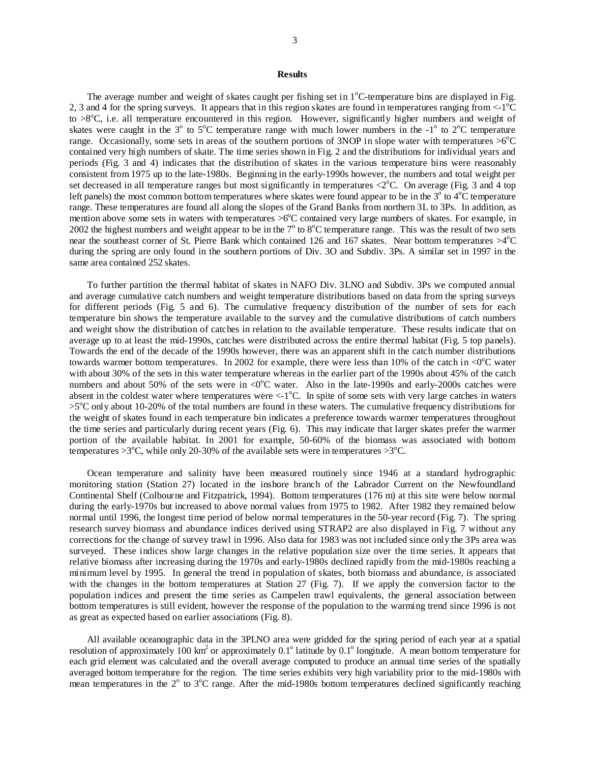## Results

The average number and weight of skates caught per fishing set in 1°C-temperature bins are displayed in Fig. 2, 3 and 4 for the spring surveys. It appears that in this region skates are found in temperatures ranging from <-1°C to >8°C, i.e. all temperature encountered in this region. However, significantly higher numbers and weight of skates were caught in the 3° to 5°C temperature range with much lower numbers in the -1° to 2°C temperature range. Occasionally, some sets in areas of the southern portions of 3NOP in slope water with temperatures >6°C contained very high numbers of skate. The time series shown in Fig. 2 and the distributions for individual years and periods (Fig. 3 and 4) indicates that the distribution of skates in the various temperature bins were reasonably consistent from 1975 up to the late-1980s. Beginning in the early-1990s however, the numbers and total weight per set decreased in all temperature ranges but most significantly in temperatures <2°C. On average (Fig. 3 and 4 top left panels) the most common bottom temperatures where skates were found appear to be in the 3° to 4°C temperature range. These temperatures are found all along the slopes of the Grand Banks from northern 3L to 3Ps. In addition, as mention above some sets in waters with temperatures >6°C contained very large numbers of skates. For example, in 2002 the highest numbers and weight appear to be in the 7° to 8°C temperature range. This was the result of two sets near the southeast corner of St. Pierre Bank which contained 126 and 167 skates. Near bottom temperatures >4°C during the spring are only found in the southern portions of Div. 3O and Subdiv. 3Ps. A similar set in 1997 in the same area contained 252 skates.

To further partition the thermal habitat of skates in NAFO Div. 3LNO and Subdiv. 3Ps we computed annual and average cumulative catch numbers and weight temperature distributions based on data from the spring surveys for different periods (Fig. 5 and 6). The cumulative frequency distribution of the number of sets for each temperature bin shows the temperature available to the survey and the cumulative distributions of catch numbers and weight show the distribution of catches in relation to the available temperature. These results indicate that on average up to at least the mid-1990s, catches were distributed across the entire thermal habitat (Fig. 5 top panels). Towards the end of the decade of the 1990s however, there was an apparent shift in the catch number distributions towards warmer bottom temperatures. In 2002 for example, there were less than 10% of the catch in <0°C water with about 30% of the sets in this water temperature whereas in the earlier part of the 1990s about 45% of the catch numbers and about 50% of the sets were in <0°C water. Also in the late-1990s and early-2000s catches were absent in the coldest water where temperatures were <-1°C. In spite of some sets with very large catches in waters >5°C only about 10-20% of the total numbers are found in these waters. The cumulative frequency distributions for the weight of skates found in each temperature bin indicates a preference towards warmer temperatures throughout the time series and particularly during recent years (Fig. 6). This may indicate that larger skates prefer the warmer portion of the available habitat. In 2001 for example, 50-60% of the biomass was associated with bottom temperatures >3°C, while only 20-30% of the available sets were in temperatures >3°C.

Ocean temperature and salinity have been measured routinely since 1946 at a standard hydrographic monitoring station (Station 27) located in the inshore branch of the Labrador Current on the Newfoundland Continental Shelf (Colbourne and Fitzpatrick, 1994). Bottom temperatures (176 m) at this site were below normal during the early-1970s but increased to above normal values from 1975 to 1982. After 1982 they remained below normal until 1996, the longest time period of below normal temperatures in the 50-year record (Fig. 7). The spring research survey biomass and abundance indices derived using STRAP2 are also displayed in Fig. 7 without any corrections for the change of survey trawl in 1996. Also data for 1983 was not included since only the 3Ps area was surveyed. These indices show large changes in the relative population size over the time series. It appears that relative biomass after increasing during the 1970s and early-1980s declined rapidly from the mid-1980s reaching a minimum level by 1995. In general the trend in population of skates, both biomass and abundance, is associated with the changes in the bottom temperatures at Station 27 (Fig. 7). If we apply the conversion factor to the population indices and present the time series as Campelen trawl equivalents, the general association between bottom temperatures is still evident, however the response of the population to the warming trend since 1996 is not as great as expected based on earlier associations (Fig. 8).

All available oceanographic data in the 3PLNO area were gridded for the spring period of each year at a spatial resolution of approximately 100 km$^2$ or approximately 0.1° latitude by 0.1° longitude. A mean bottom temperature for each grid element was calculated and the overall average computed to produce an annual time series of the spatially averaged bottom temperature for the region. The time series exhibits very high variability prior to the mid-1980s with mean temperatures in the 2° to 3°C range. After the mid-1980s bottom temperatures declined significantly reaching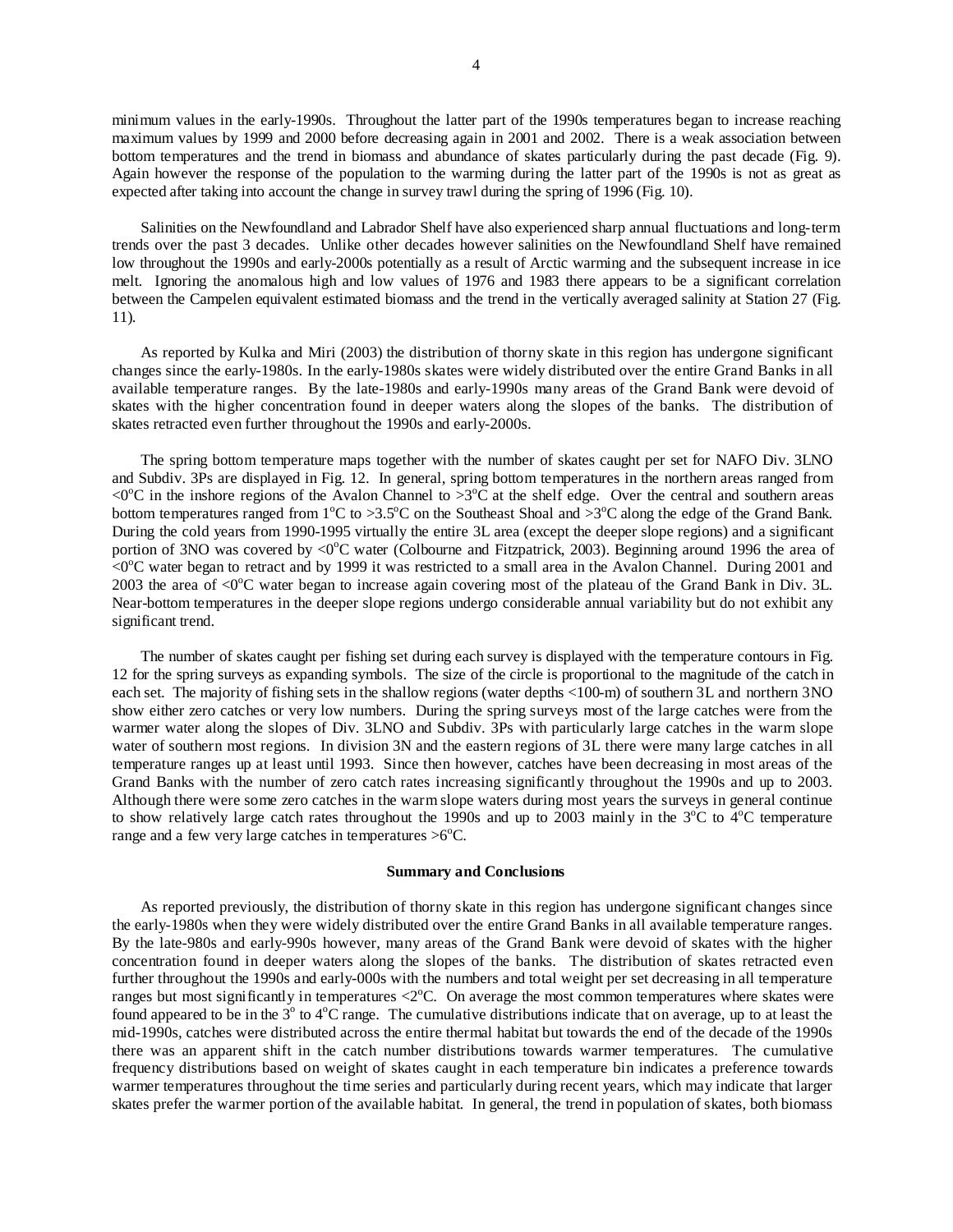minimum values in the early-1990s. Throughout the latter part of the 1990s temperatures began to increase reaching maximum values by 1999 and 2000 before decreasing again in 2001 and 2002. There is a weak association between bottom temperatures and the trend in biomass and abundance of skates particularly during the past decade (Fig. 9). Again however the response of the population to the warming during the latter part of the 1990s is not as great as expected after taking into account the change in survey trawl during the spring of 1996 (Fig. 10).

Salinities on the Newfoundland and Labrador Shelf have also experienced sharp annual fluctuations and long-term trends over the past 3 decades. Unlike other decades however salinities on the Newfoundland Shelf have remained low throughout the 1990s and early-2000s potentially as a result of Arctic warming and the subsequent increase in ice melt. Ignoring the anomalous high and low values of 1976 and 1983 there appears to be a significant correlation between the Campelen equivalent estimated biomass and the trend in the vertically averaged salinity at Station 27 (Fig. 11).

As reported by Kulka and Miri (2003) the distribution of thorny skate in this region has undergone significant changes since the early-1980s. In the early-1980s skates were widely distributed over the entire Grand Banks in all available temperature ranges. By the late-1980s and early-1990s many areas of the Grand Bank were devoid of skates with the higher concentration found in deeper waters along the slopes of the banks. The distribution of skates retracted even further throughout the 1990s and early-2000s.

The spring bottom temperature maps together with the number of skates caught per set for NAFO Div. 3LNO and Subdiv. 3Ps are displayed in Fig. 12. In general, spring bottom temperatures in the northern areas ranged from <0°C in the inshore regions of the Avalon Channel to >3°C at the shelf edge. Over the central and southern areas bottom temperatures ranged from 1°C to >3.5°C on the Southeast Shoal and >3°C along the edge of the Grand Bank. During the cold years from 1990-1995 virtually the entire 3L area (except the deeper slope regions) and a significant portion of 3NO was covered by <0°C water (Colbourne and Fitzpatrick, 2003). Beginning around 1996 the area of <0°C water began to retract and by 1999 it was restricted to a small area in the Avalon Channel. During 2001 and 2003 the area of <0°C water began to increase again covering most of the plateau of the Grand Bank in Div. 3L. Near-bottom temperatures in the deeper slope regions undergo considerable annual variability but do not exhibit any significant trend.

The number of skates caught per fishing set during each survey is displayed with the temperature contours in Fig. 12 for the spring surveys as expanding symbols. The size of the circle is proportional to the magnitude of the catch in each set. The majority of fishing sets in the shallow regions (water depths <100-m) of southern 3L and northern 3NO show either zero catches or very low numbers. During the spring surveys most of the large catches were from the warmer water along the slopes of Div. 3LNO and Subdiv. 3Ps with particularly large catches in the warm slope water of southern most regions. In division 3N and the eastern regions of 3L there were many large catches in all temperature ranges up at least until 1993. Since then however, catches have been decreasing in most areas of the Grand Banks with the number of zero catch rates increasing significantly throughout the 1990s and up to 2003. Although there were some zero catches in the warm slope waters during most years the surveys in general continue to show relatively large catch rates throughout the 1990s and up to 2003 mainly in the 3°C to 4°C temperature range and a few very large catches in temperatures >6°C.

## Summary and Conclusions

As reported previously, the distribution of thorny skate in this region has undergone significant changes since the early-1980s when they were widely distributed over the entire Grand Banks in all available temperature ranges. By the late-980s and early-990s however, many areas of the Grand Bank were devoid of skates with the higher concentration found in deeper waters along the slopes of the banks. The distribution of skates retracted even further throughout the 1990s and early-000s with the numbers and total weight per set decreasing in all temperature ranges but most significantly in temperatures <2°C. On average the most common temperatures where skates were found appeared to be in the 3° to 4°C range. The cumulative distributions indicate that on average, up to at least the mid-1990s, catches were distributed across the entire thermal habitat but towards the end of the decade of the 1990s there was an apparent shift in the catch number distributions towards warmer temperatures. The cumulative frequency distributions based on weight of skates caught in each temperature bin indicates a preference towards warmer temperatures throughout the time series and particularly during recent years, which may indicate that larger skates prefer the warmer portion of the available habitat. In general, the trend in population of skates, both biomass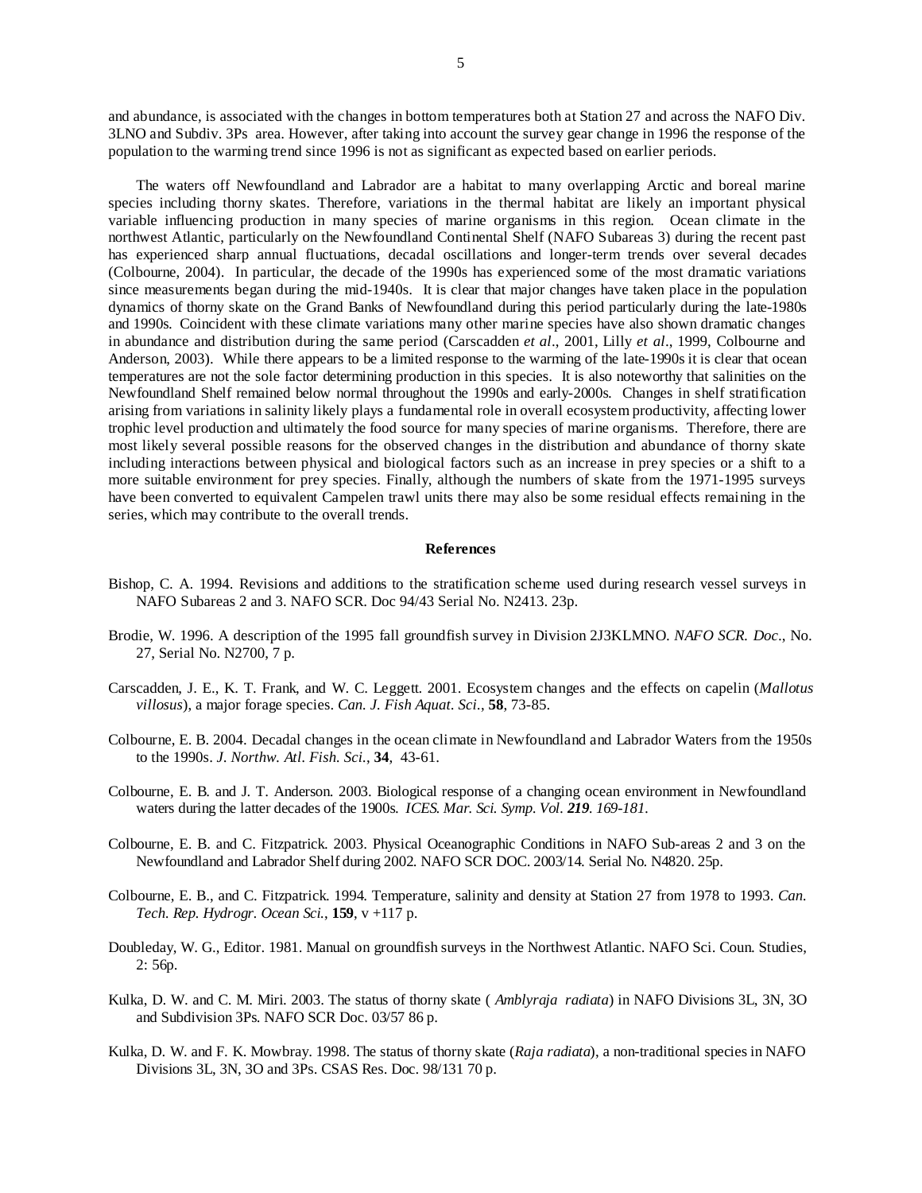and abundance, is associated with the changes in bottom temperatures both at Station 27 and across the NAFO Div. 3LNO and Subdiv. 3Ps area. However, after taking into account the survey gear change in 1996 the response of the population to the warming trend since 1996 is not as significant as expected based on earlier periods.

The waters off Newfoundland and Labrador are a habitat to many overlapping Arctic and boreal marine species including thorny skates. Therefore, variations in the thermal habitat are likely an important physical variable influencing production in many species of marine organisms in this region. Ocean climate in the northwest Atlantic, particularly on the Newfoundland Continental Shelf (NAFO Subareas 3) during the recent past has experienced sharp annual fluctuations, decadal oscillations and longer-term trends over several decades (Colbourne, 2004). In particular, the decade of the 1990s has experienced some of the most dramatic variations since measurements began during the mid-1940s. It is clear that major changes have taken place in the population dynamics of thorny skate on the Grand Banks of Newfoundland during this period particularly during the late-1980s and 1990s. Coincident with these climate variations many other marine species have also shown dramatic changes in abundance and distribution during the same period (Carscadden *et al*., 2001, Lilly *et al*., 1999, Colbourne and Anderson, 2003). While there appears to be a limited response to the warming of the late-1990s it is clear that ocean temperatures are not the sole factor determining production in this species. It is also noteworthy that salinities on the Newfoundland Shelf remained below normal throughout the 1990s and early-2000s. Changes in shelf stratification arising from variations in salinity likely plays a fundamental role in overall ecosystem productivity, affecting lower trophic level production and ultimately the food source for many species of marine organisms. Therefore, there are most likely several possible reasons for the observed changes in the distribution and abundance of thorny skate including interactions between physical and biological factors such as an increase in prey species or a shift to a more suitable environment for prey species. Finally, although the numbers of skate from the 1971-1995 surveys have been converted to equivalent Campelen trawl units there may also be some residual effects remaining in the series, which may contribute to the overall trends.

## References

Bishop, C. A. 1994. Revisions and additions to the stratification scheme used during research vessel surveys in NAFO Subareas 2 and 3. NAFO SCR. Doc 94/43 Serial No. N2413. 23p.

Brodie, W. 1996. A description of the 1995 fall groundfish survey in Division 2J3KLMNO. *NAFO SCR. Doc*., No. 27, Serial No. N2700, 7 p.

Carscadden, J. E., K. T. Frank, and W. C. Leggett. 2001. Ecosystem changes and the effects on capelin (*Mallotus villosus*), a major forage species. *Can. J. Fish Aquat. Sci*., **58**, 73-85.

Colbourne, E. B. 2004. Decadal changes in the ocean climate in Newfoundland and Labrador Waters from the 1950s to the 1990s. *J. Northw. Atl. Fish. Sci.*, **34**, 43-61.

Colbourne, E. B. and J. T. Anderson. 2003. Biological response of a changing ocean environment in Newfoundland waters during the latter decades of the 1900s. *ICES. Mar. Sci. Symp. Vol. **219**. 169-181.*

Colbourne, E. B. and C. Fitzpatrick. 2003. Physical Oceanographic Conditions in NAFO Sub-areas 2 and 3 on the Newfoundland and Labrador Shelf during 2002. NAFO SCR DOC. 2003/14. Serial No. N4820. 25p.

Colbourne, E. B., and C. Fitzpatrick. 1994. Temperature, salinity and density at Station 27 from 1978 to 1993. *Can. Tech. Rep. Hydrogr. Ocean Sci.*, **159**, v +117 p.

Doubleday, W. G., Editor. 1981. Manual on groundfish surveys in the Northwest Atlantic. NAFO Sci. Coun. Studies, 2: 56p.

Kulka, D. W. and C. M. Miri. 2003. The status of thorny skate ( *Amblyraja radiata*) in NAFO Divisions 3L, 3N, 3O and Subdivision 3Ps. NAFO SCR Doc. 03/57 86 p.

Kulka, D. W. and F. K. Mowbray. 1998. The status of thorny skate (*Raja radiata*), a non-traditional species in NAFO Divisions 3L, 3N, 3O and 3Ps. CSAS Res. Doc. 98/131 70 p.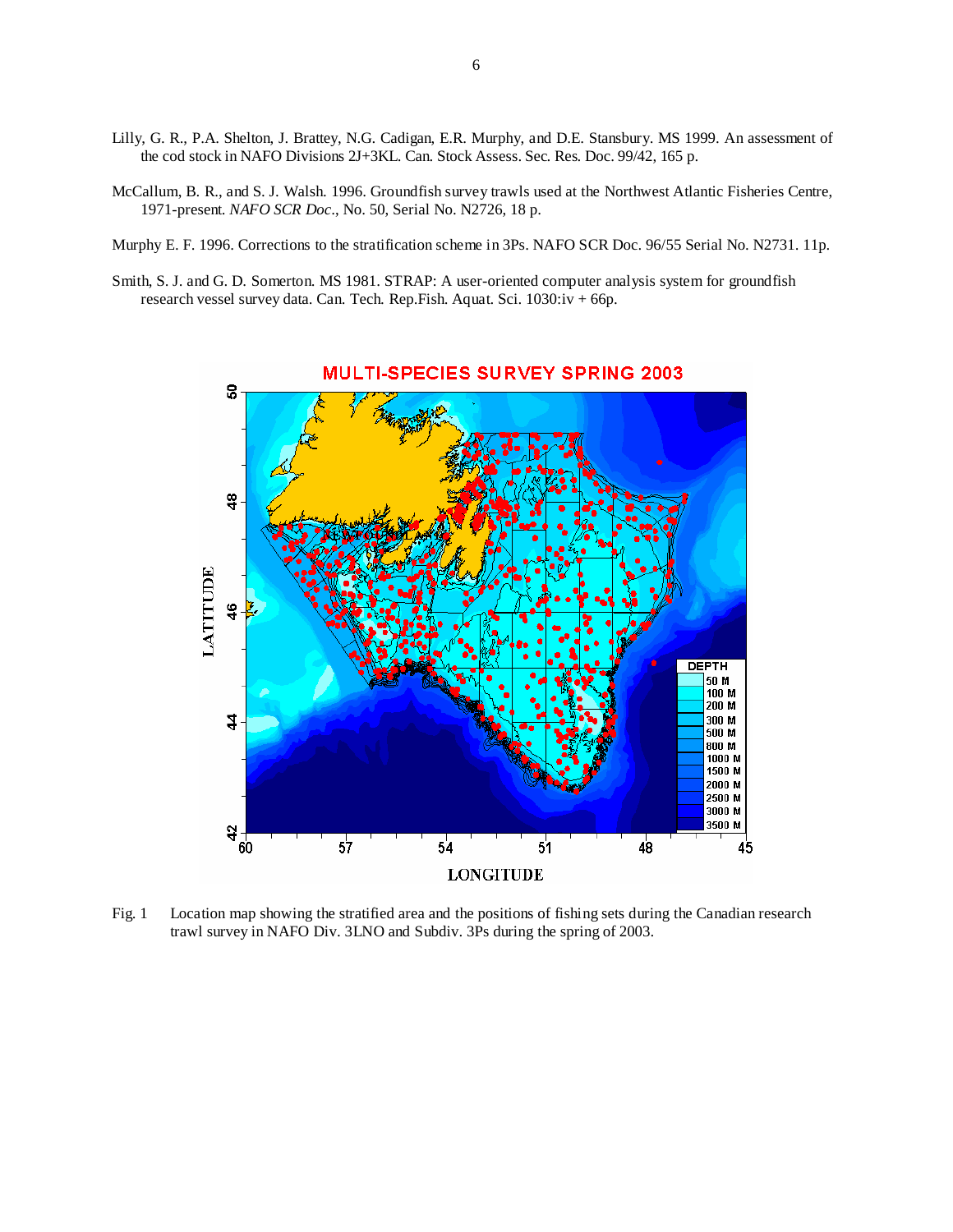Lilly, G. R., P.A. Shelton, J. Brattey, N.G. Cadigan, E.R. Murphy, and D.E. Stansbury. MS 1999. An assessment of the cod stock in NAFO Divisions 2J+3KL. Can. Stock Assess. Sec. Res. Doc. 99/42, 165 p.

McCallum, B. R., and S. J. Walsh. 1996. Groundfish survey trawls used at the Northwest Atlantic Fisheries Centre, 1971-present. *NAFO SCR Doc*., No. 50, Serial No. N2726, 18 p.

Murphy E. F. 1996. Corrections to the stratification scheme in 3Ps. NAFO SCR Doc. 96/55 Serial No. N2731. 11p.

Smith, S. J. and G. D. Somerton. MS 1981. STRAP: A user-oriented computer analysis system for groundfish research vessel survey data. Can. Tech. Rep.Fish. Aquat. Sci. 1030:iv + 66p.

Fig. 1 Location map showing the stratified area and the positions of fishing sets during the Canadian research trawl survey in NAFO Div. 3LNO and Subdiv. 3Ps during the spring of 2003.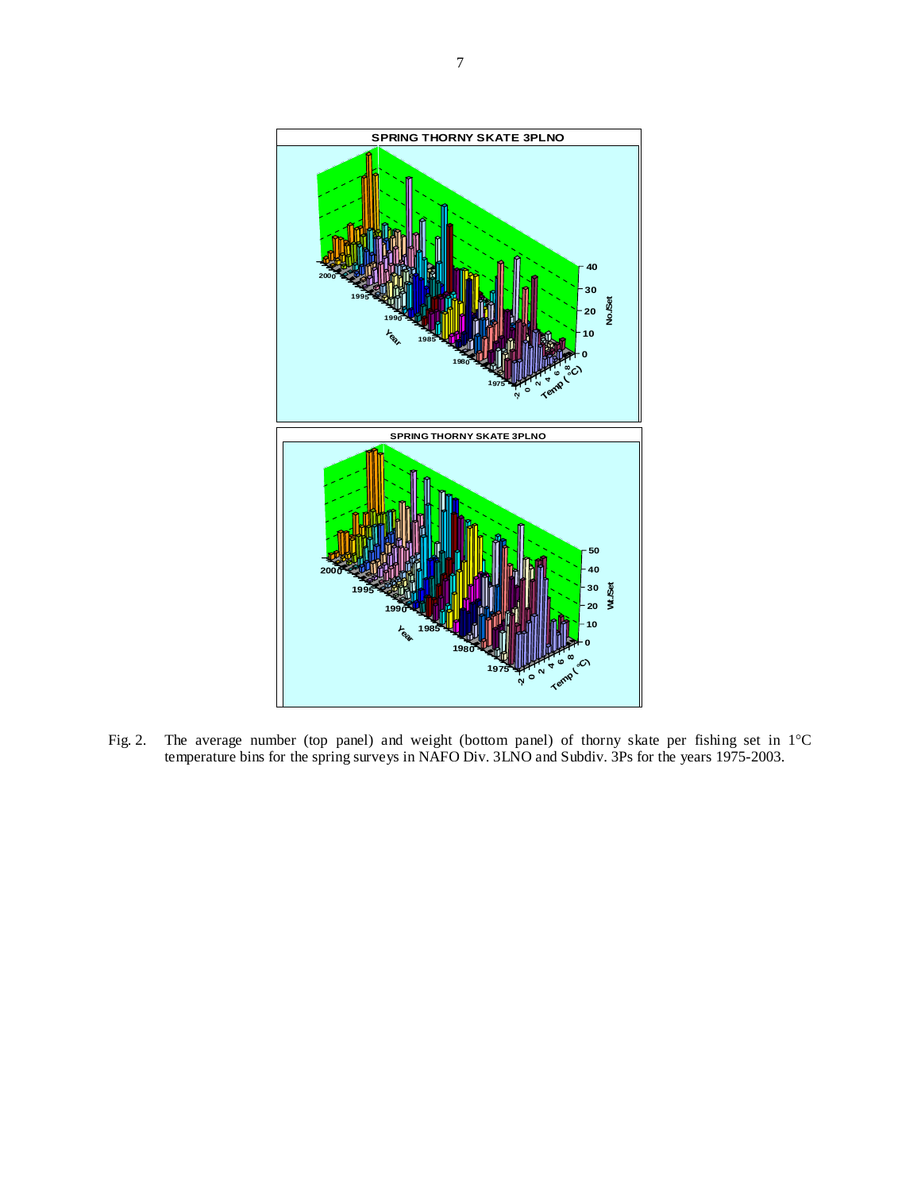Fig. 2. The average number (top panel) and weight (bottom panel) of thorny skate per fishing set in 1°C temperature bins for the spring surveys in NAFO Div. 3LNO and Subdiv. 3Ps for the years 1975-2003.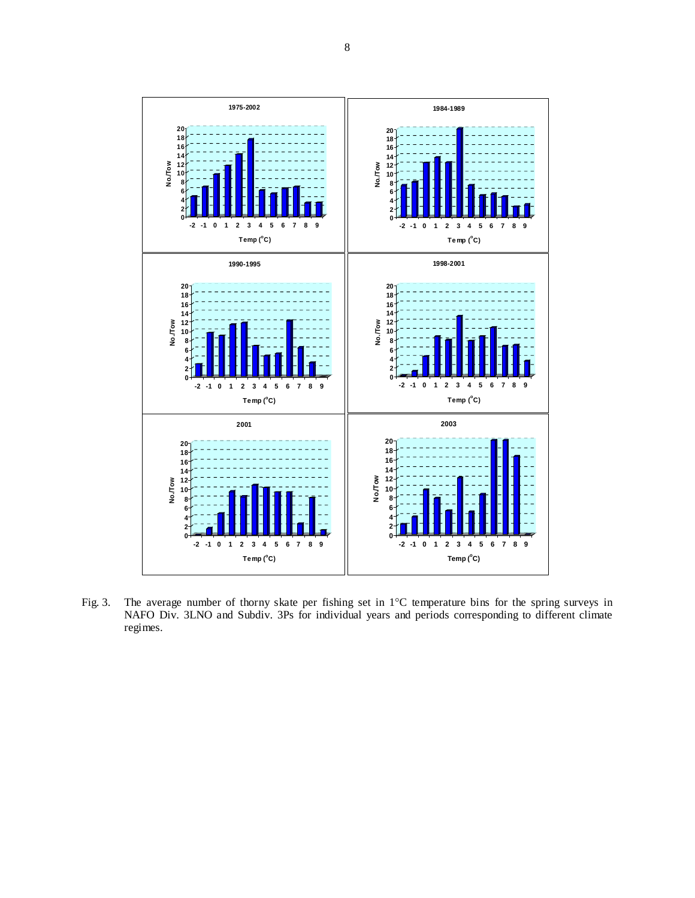Fig. 3. The average number of thorny skate per fishing set in 1°C temperature bins for the spring surveys in NAFO Div. 3LNO and Subdiv. 3Ps for individual years and periods corresponding to different climate regimes.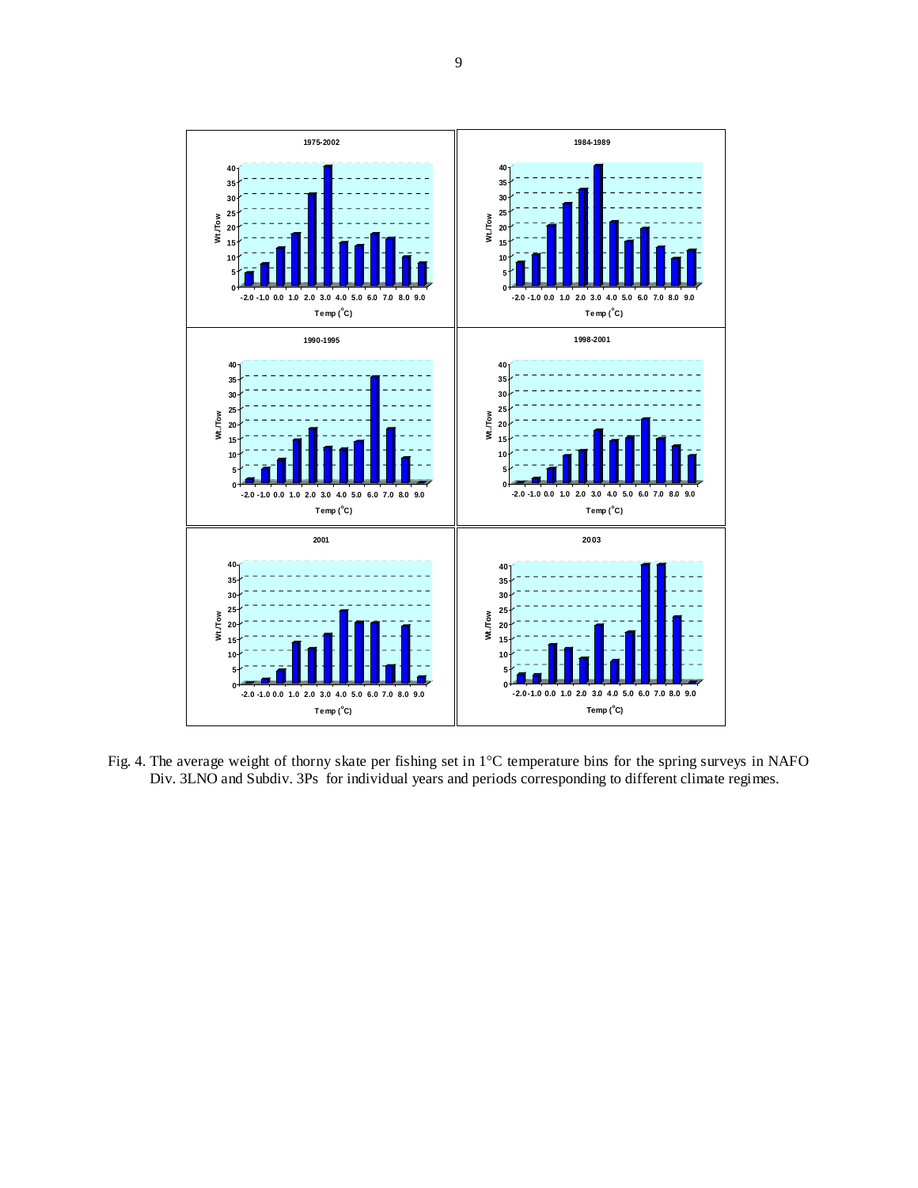Fig. 4. The average weight of thorny skate per fishing set in 1°C temperature bins for the spring surveys in NAFO Div. 3LNO and Subdiv. 3Ps for individual years and periods corresponding to different climate regimes.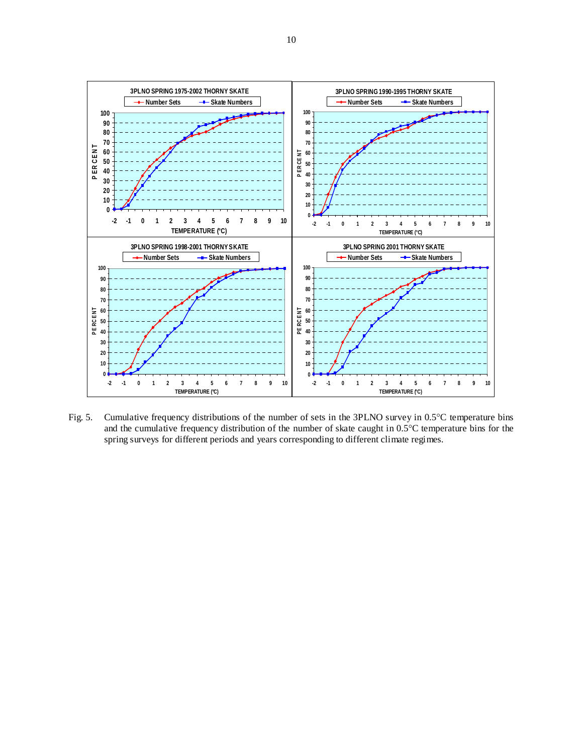3PLNO SPRING 1975-2002 THORNY SKATE

3PLNO SPRING 1990-1995 THORNY SKATE

3PLNO SPRING 1998-2001 THORNY SKATE

3PLNO SPRING 2001 THORNY SKATE

Fig. 5. Cumulative frequency distributions of the number of sets in the 3PLNO survey in 0.5°C temperature bins and the cumulative frequency distribution of the number of skate caught in 0.5°C temperature bins for the spring surveys for different periods and years corresponding to different climate regimes.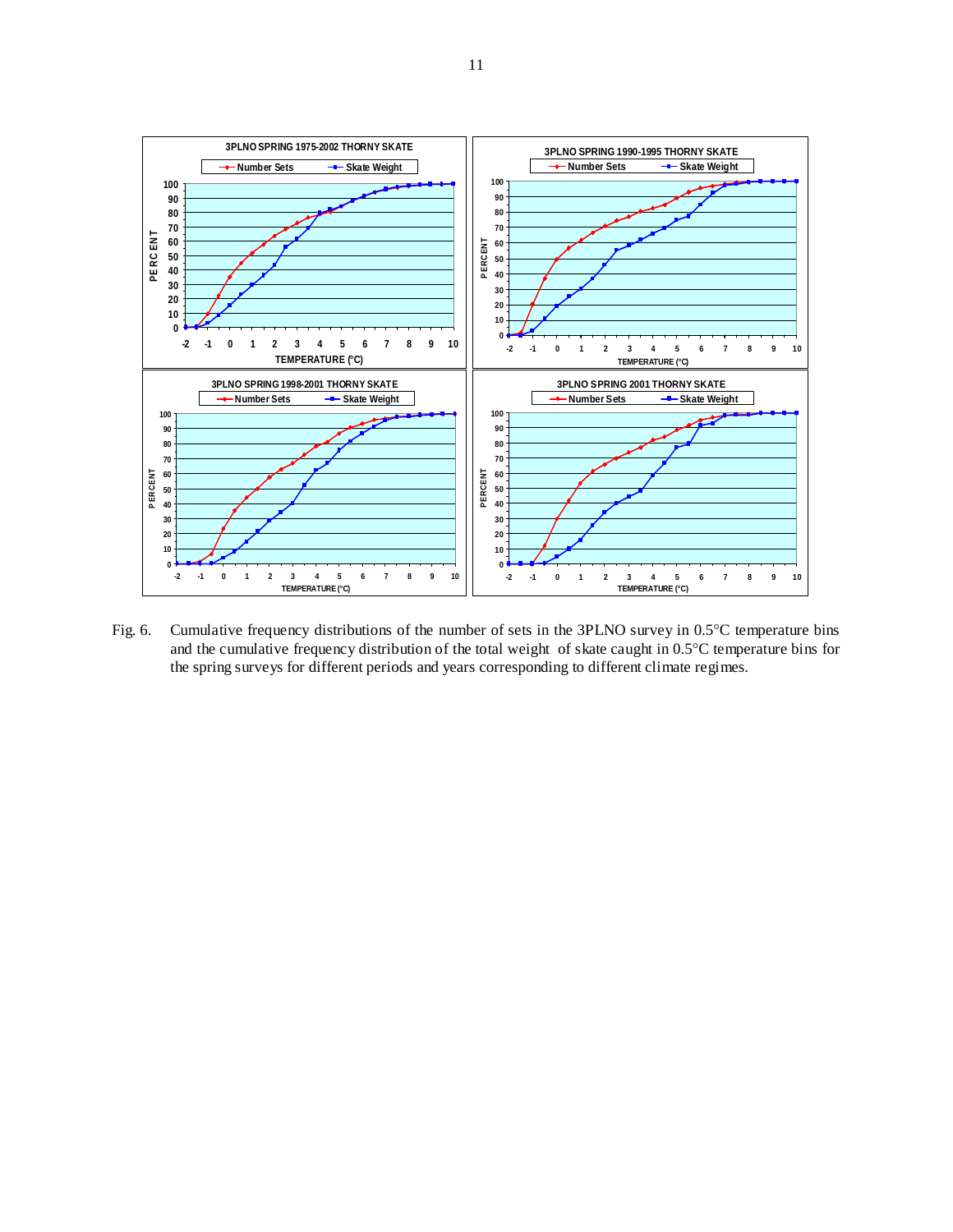Fig. 6. Cumulative frequency distributions of the number of sets in the 3PLNO survey in 0.5°C temperature bins and the cumulative frequency distribution of the total weight of skate caught in 0.5°C temperature bins for the spring surveys for different periods and years corresponding to different climate regimes.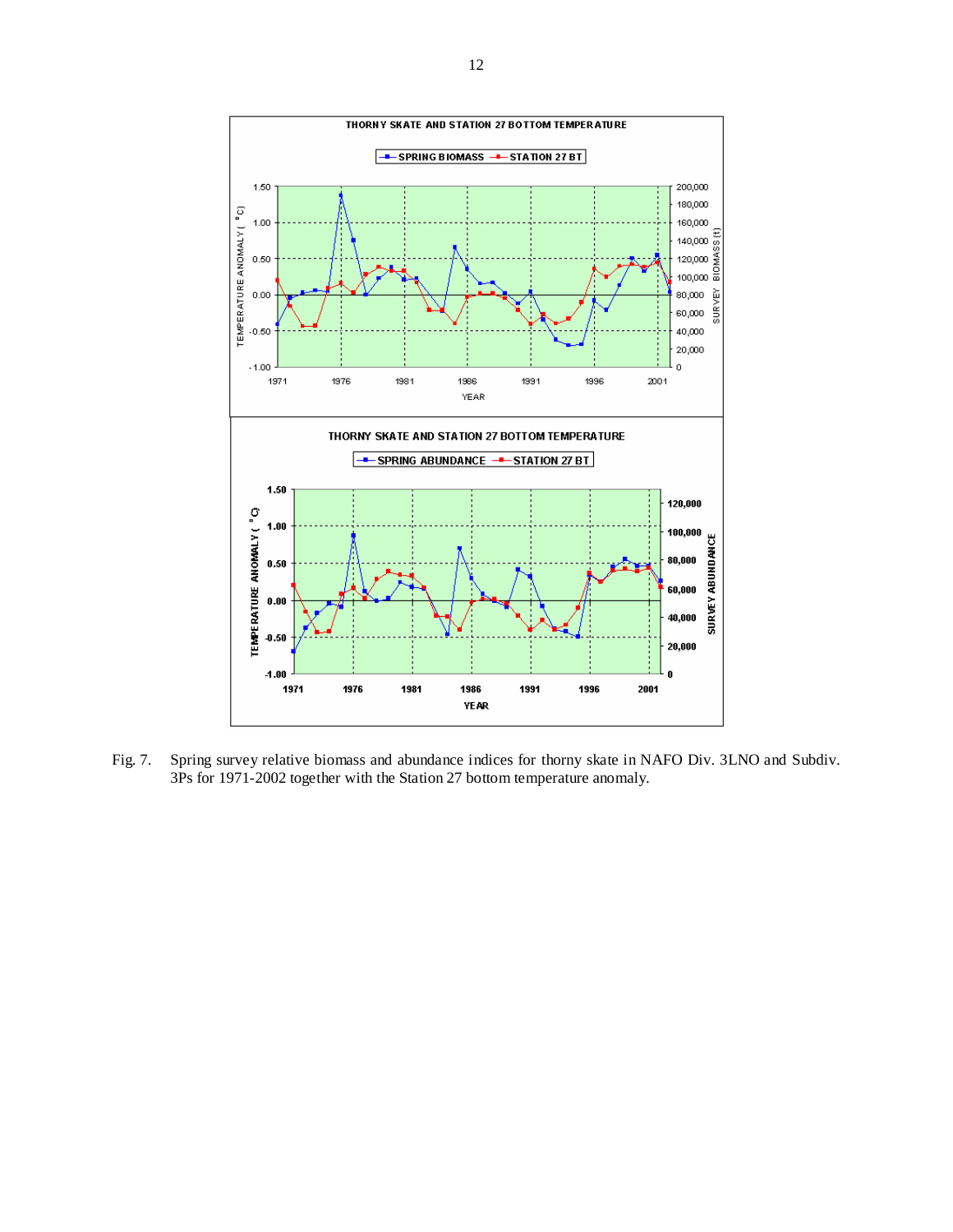Fig. 7. Spring survey relative biomass and abundance indices for thorny skate in NAFO Div. 3LNO and Subdiv. 3Ps for 1971-2002 together with the Station 27 bottom temperature anomaly.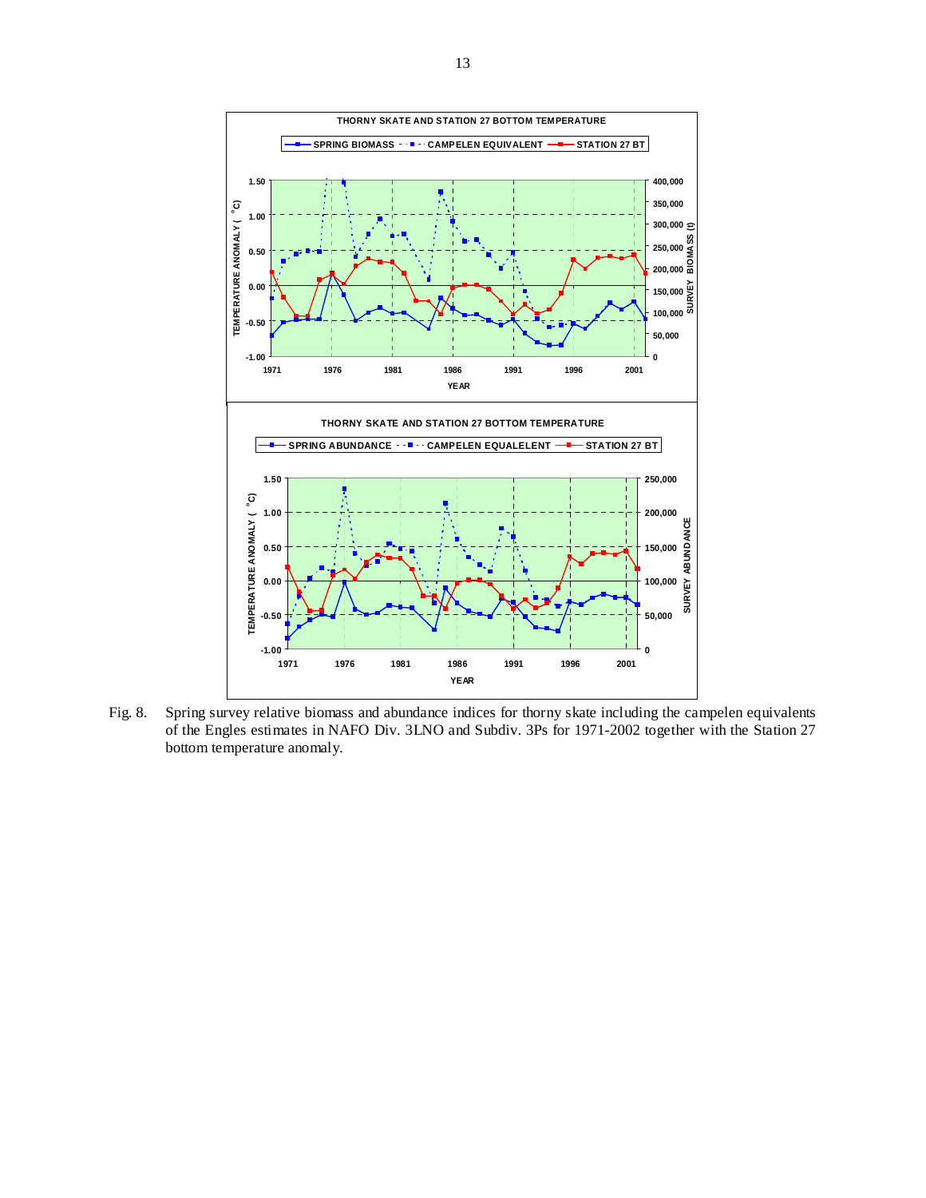THORNY SKATE AND STATION 27 BOTTOM TEMPERATURE

SPRING BIOMASS · · CAMPELEN EQUIVALENT — STATION 27 BT

THORNY SKATE AND STATION 27 BOTTOM TEMPERATURE

SPRING ABUNDANCE · · CAMPELEN EQUALELENT — STATION 27 BT

Fig. 8. Spring survey relative biomass and abundance indices for thorny skate including the campelen equivalents of the Engles estimates in NAFO Div. 3LNO and Subdiv. 3Ps for 1971-2002 together with the Station 27 bottom temperature anomaly.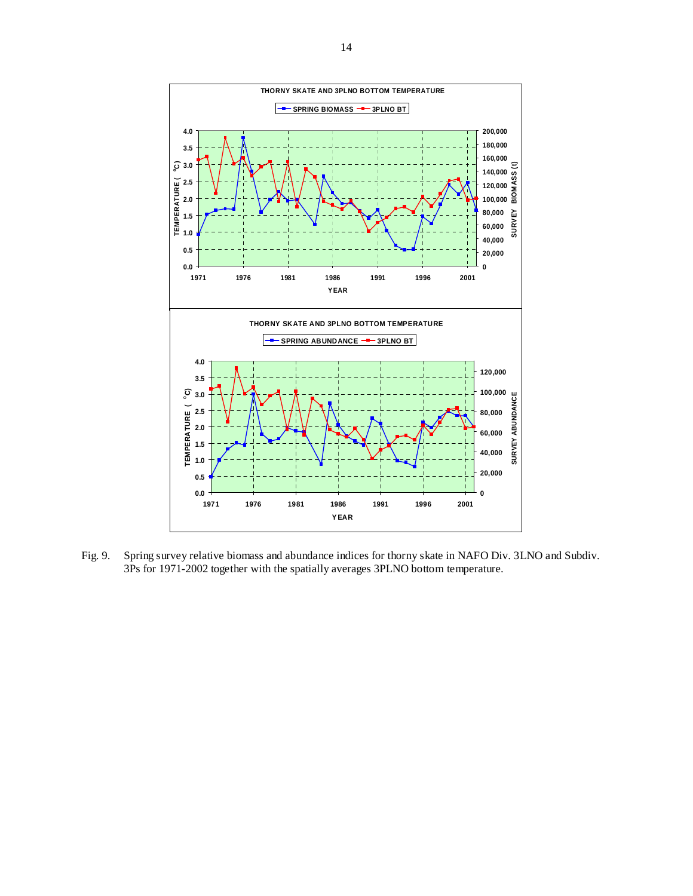Fig. 9. Spring survey relative biomass and abundance indices for thorny skate in NAFO Div. 3LNO and Subdiv. 3Ps for 1971-2002 together with the spatially averages 3PLNO bottom temperature.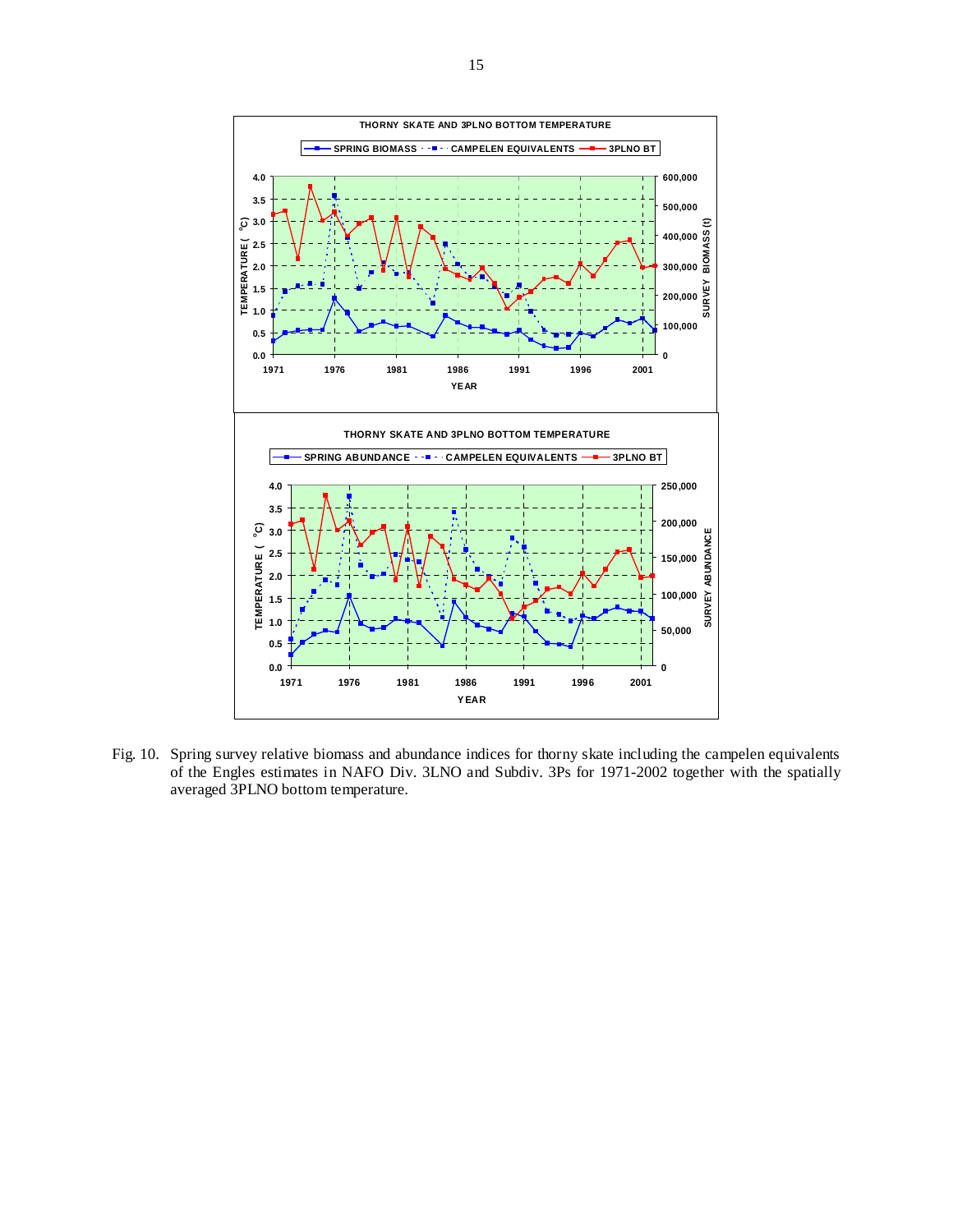Fig. 10. Spring survey relative biomass and abundance indices for thorny skate including the campelen equivalents of the Engles estimates in NAFO Div. 3LNO and Subdiv. 3Ps for 1971-2002 together with the spatially averaged 3PLNO bottom temperature.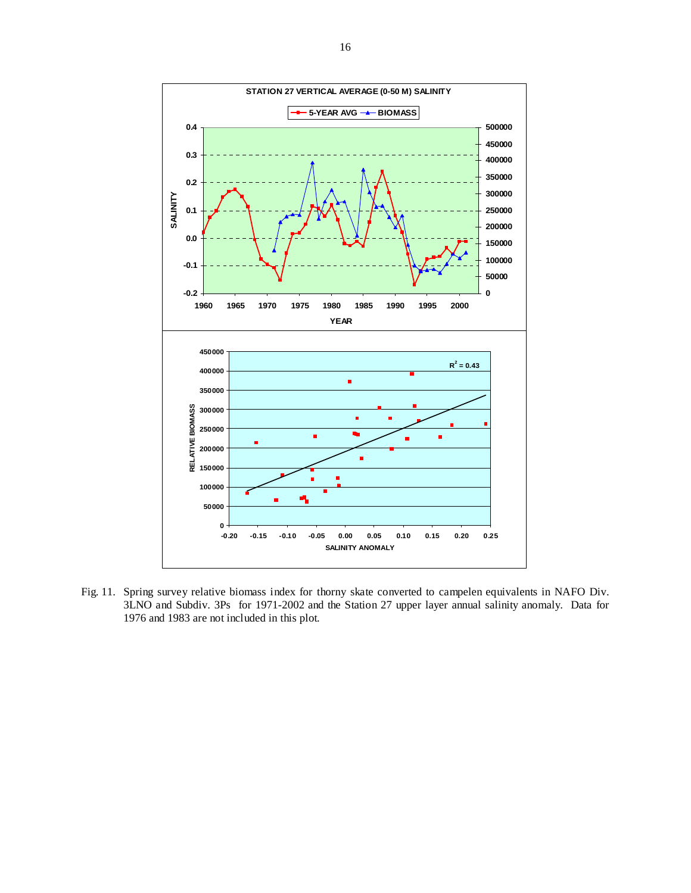Fig. 11. Spring survey relative biomass index for thorny skate converted to campelen equivalents in NAFO Div. 3LNO and Subdiv. 3Ps for 1971-2002 and the Station 27 upper layer annual salinity anomaly. Data for 1976 and 1983 are not included in this plot.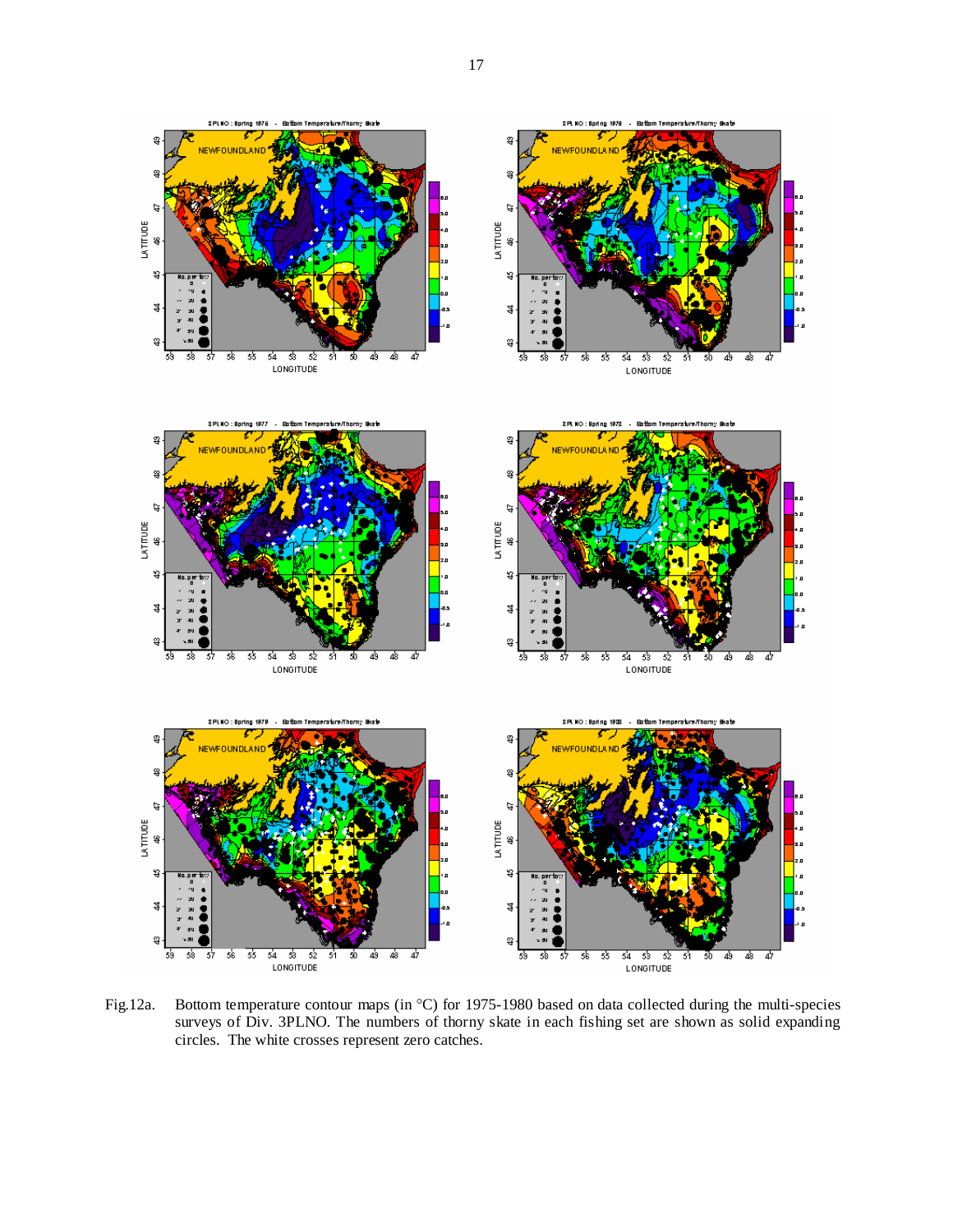Fig.12a. Bottom temperature contour maps (in °C) for 1975-1980 based on data collected during the multi-species surveys of Div. 3PLNO. The numbers of thorny skate in each fishing set are shown as solid expanding circles. The white crosses represent zero catches.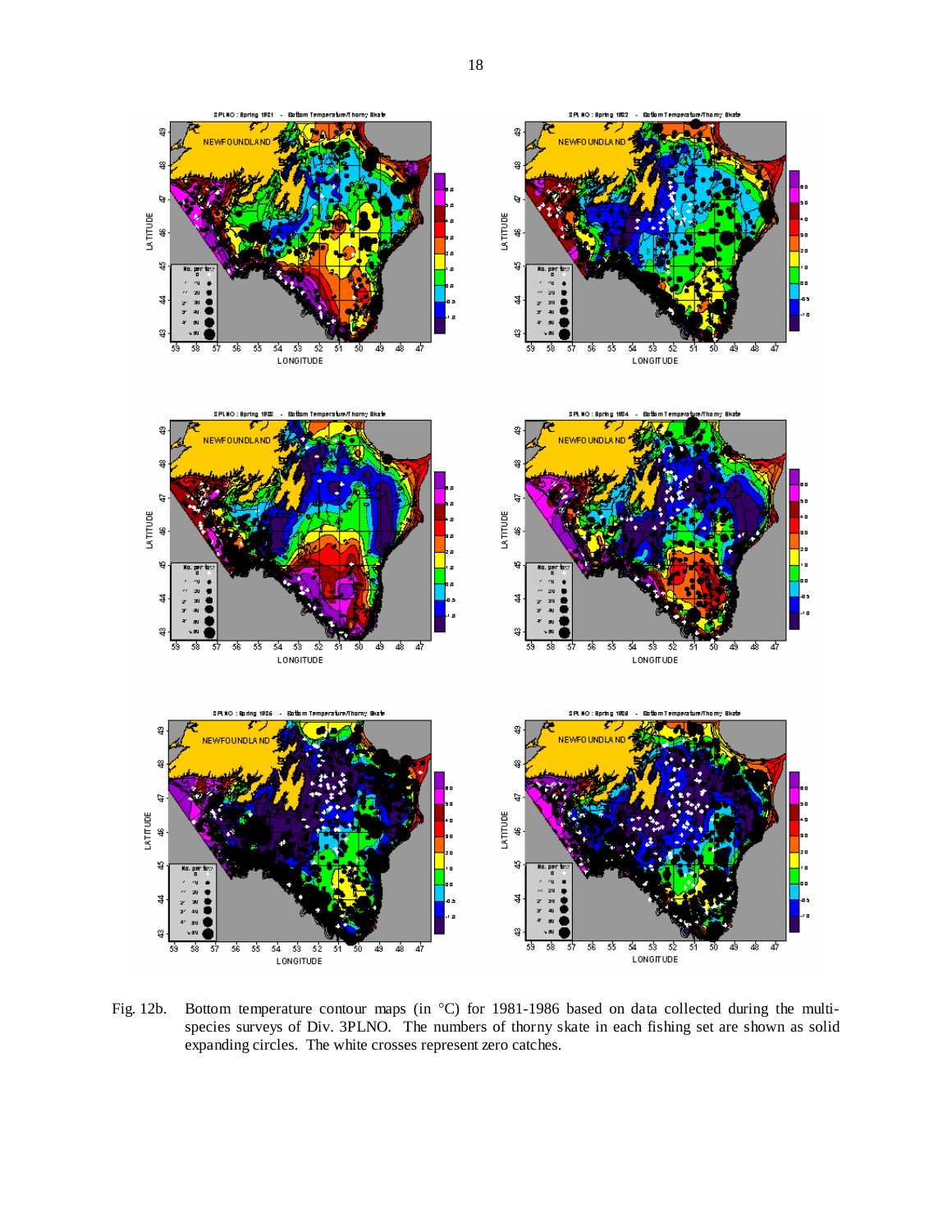Fig. 12b. Bottom temperature contour maps (in °C) for 1981-1986 based on data collected during the multi-species surveys of Div. 3PLNO. The numbers of thorny skate in each fishing set are shown as solid expanding circles. The white crosses represent zero catches.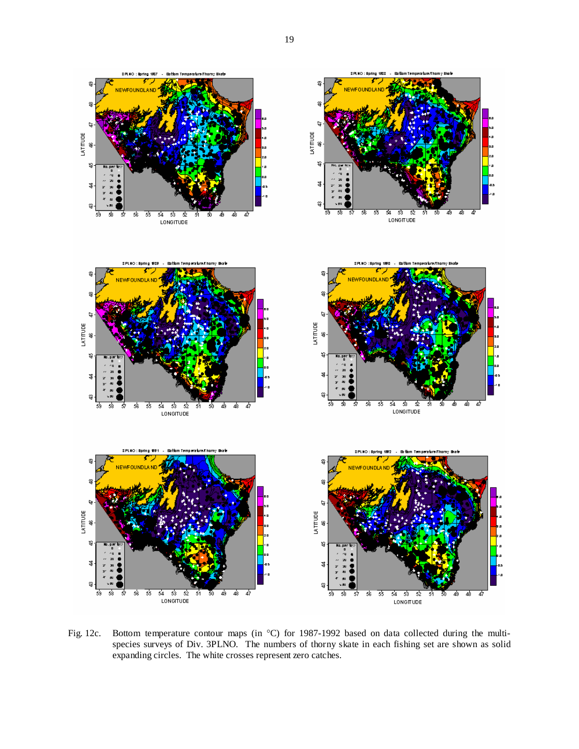Fig. 12c. Bottom temperature contour maps (in °C) for 1987-1992 based on data collected during the multi-species surveys of Div. 3PLNO. The numbers of thorny skate in each fishing set are shown as solid expanding circles. The white crosses represent zero catches.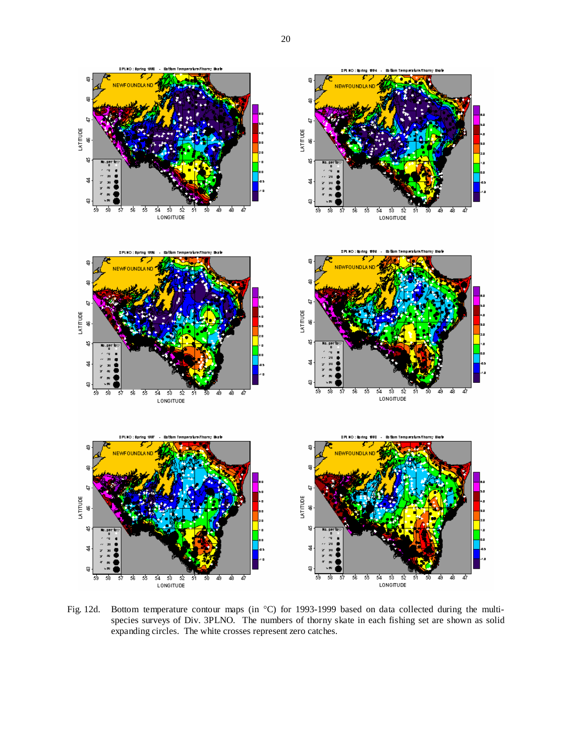Fig. 12d. Bottom temperature contour maps (in °C) for 1993-1999 based on data collected during the multi-species surveys of Div. 3PLNO. The numbers of thorny skate in each fishing set are shown as solid expanding circles. The white crosses represent zero catches.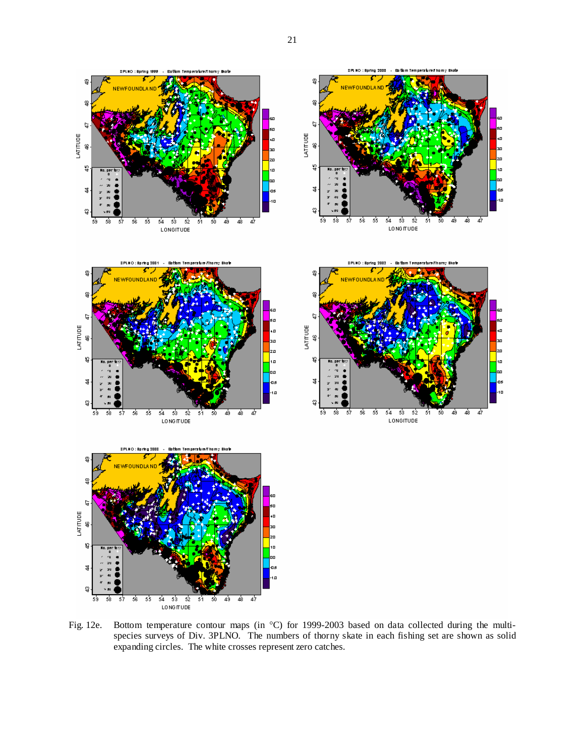SPLNO : Spring 1999 - Bottom Temperature/Thorny Skate

NEWFOUNDLAND

LATITUDE

LONGITUDE

SPLNO : Spring 2000 - Bottom Temperature/Thorny Skate

NEWFOUNDLAND

LATITUDE

LONGITUDE

SPLNO : Spring 2001 - Bottom Temperature/Thorny Skate

NEWFOUNDLAND

LATITUDE

LONGITUDE

SPLNO : Spring 2002 - Bottom Temperature/Thorny Skate

NEWFOUNDLAND

LATITUDE

LONGITUDE

SPLNO : Spring 2003 - Bottom Temperature/Thorny Skate

NEWFOUNDLAND

LATITUDE

LONGITUDE

Fig. 12e. Bottom temperature contour maps (in °C) for 1999-2003 based on data collected during the multi-species surveys of Div. 3PLNO. The numbers of thorny skate in each fishing set are shown as solid expanding circles. The white crosses represent zero catches.